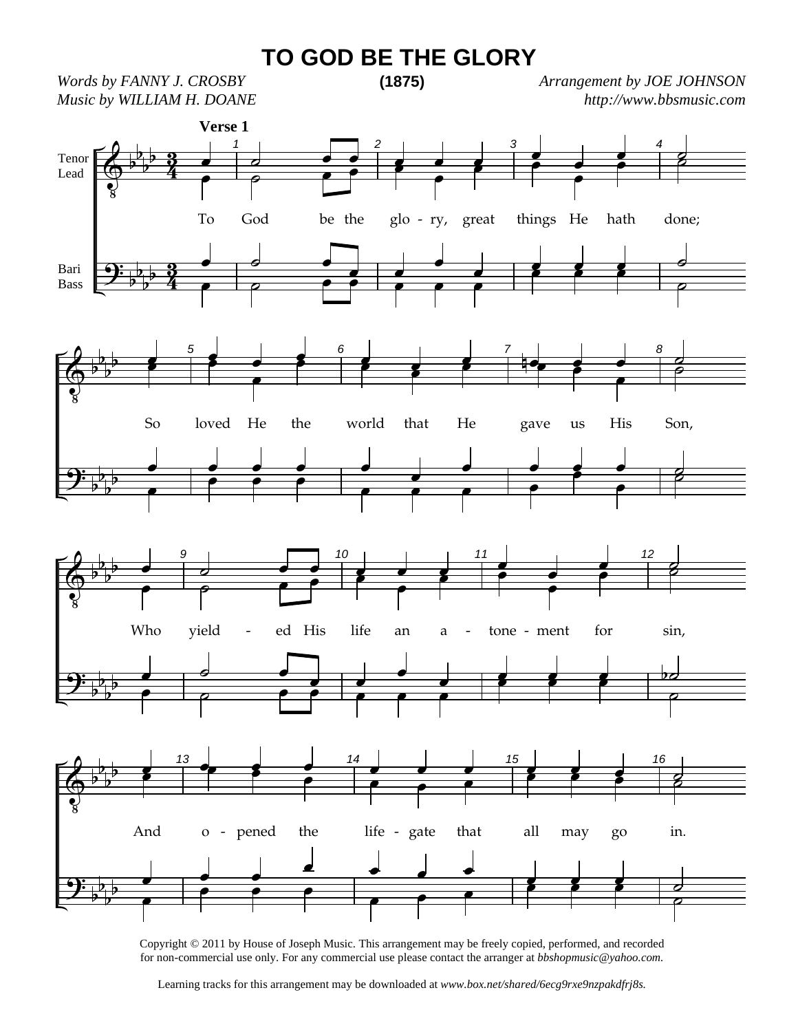# TO GOD BE THE GLORY

*Words by FANNY J. CROSBY* **(1875)** *Arrangement by JOE JOHNSON*
*Music by WILLIAM H. DOANE* *http://www.bbsmusic.com*

**Verse 1**

To God be the glo - ry, great things He hath done;

So loved He the world that He gave us His Son,

Who yield - ed His life an a - tone - ment for sin,

And o - pened the life - gate that all may go in.

Copyright © 2011 by House of Joseph Music. This arrangement may be freely copied, performed, and recorded for non-commercial use only. For any commercial use please contact the arranger at *bbshopmusic@yahoo.com.*

Learning tracks for this arrangement may be downloaded at *www.box.net/shared/6ecg9rxe9nzpakdfrj8s.*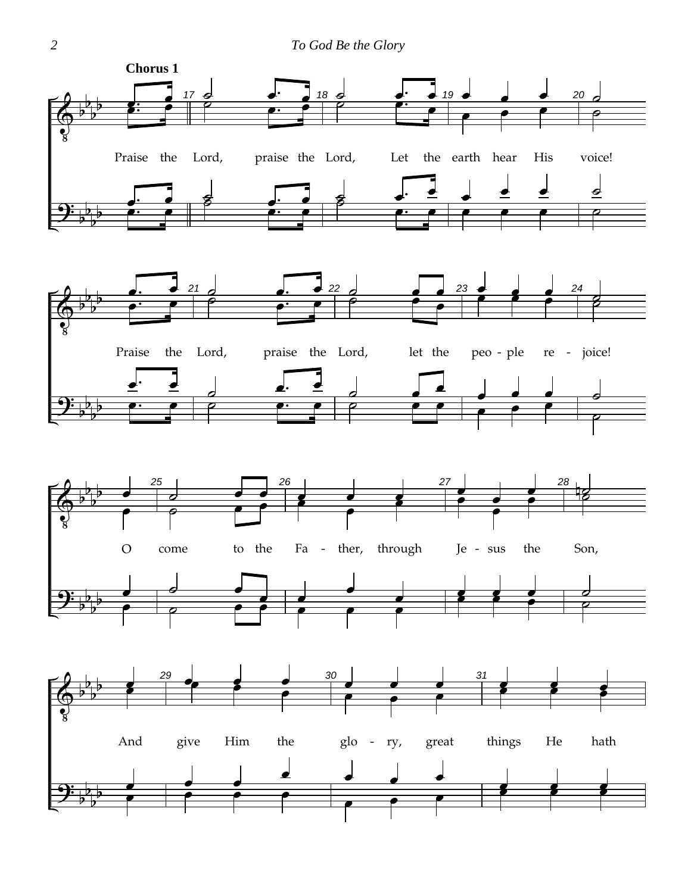**Chorus 1**

Praise the Lord, praise the Lord, Let the earth hear His voice!

Praise the Lord, praise the Lord, let the peo - ple re - joice!

O come to the Fa - ther, through Je - sus the Son,

And give Him the glo - ry, great things He hath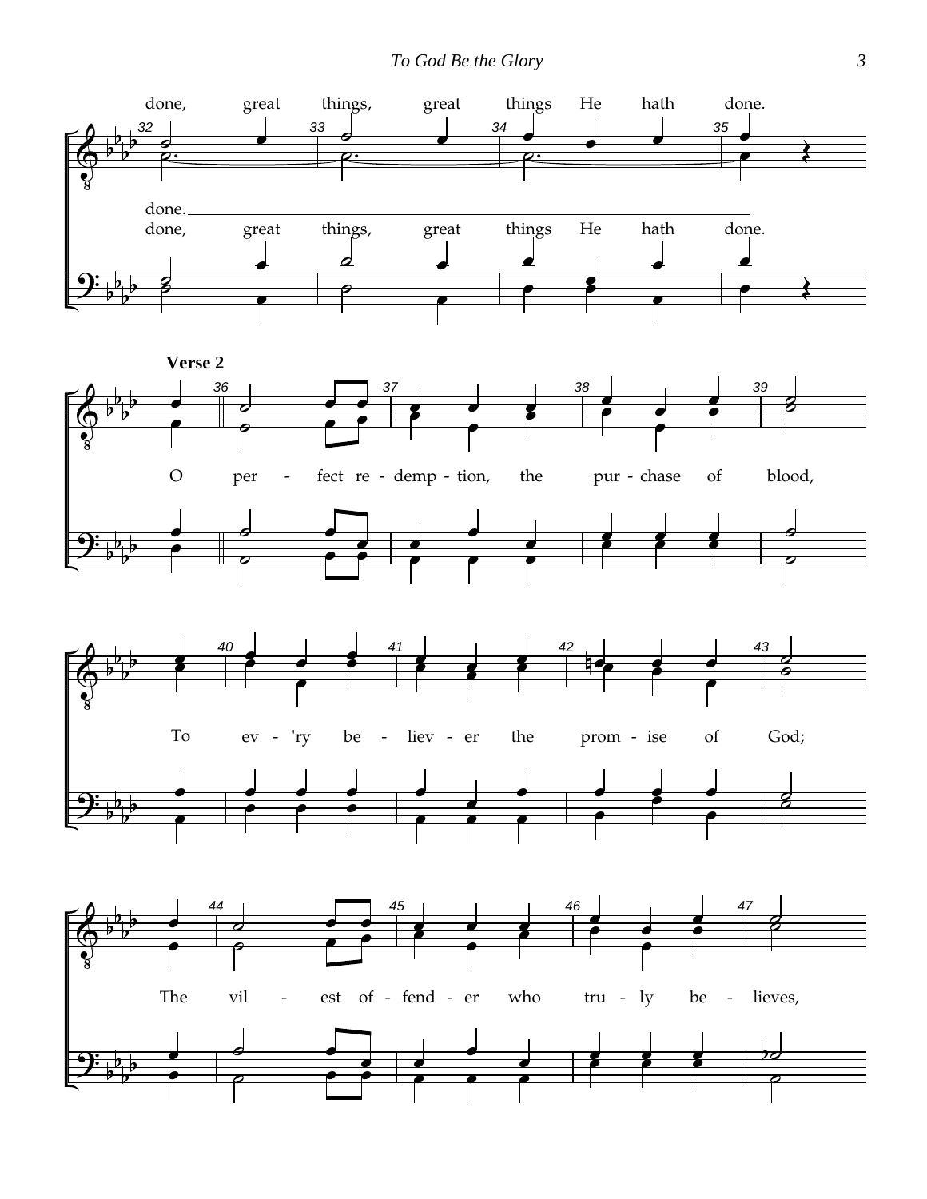done, great things, great things He hath done.

done.

done, great things, great things He hath done.

**Verse 2**

O per - fect re - demp - tion, the pur - chase of blood,

To ev - 'ry be - liev - er the prom - ise of God;

The vil - est of - fend - er who tru - ly be - lieves,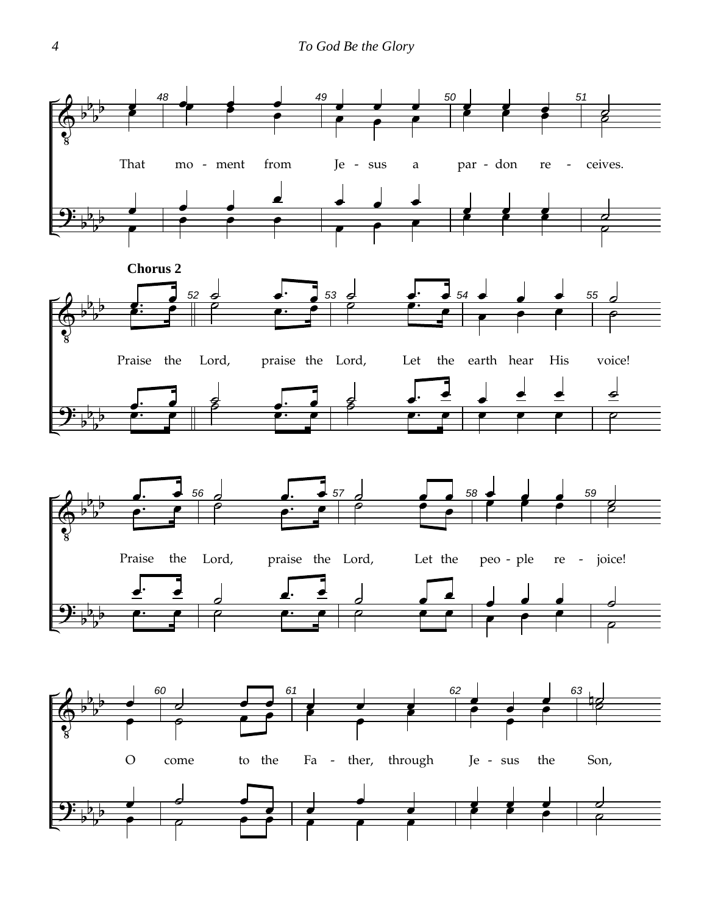That moment from Jesus a pardon receives.

**Chorus 2**

Praise the Lord, praise the Lord, Let the earth hear His voice!

Praise the Lord, praise the Lord, Let the people rejoice!

O come to the Father, through Jesus the Son,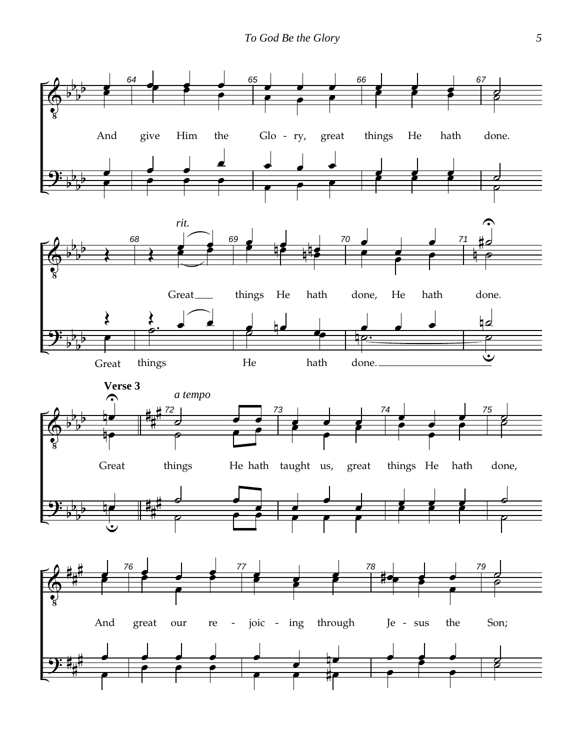And give Him the Glo - ry, great things He hath done.

*rit.*

Great ___ things He hath done, He hath done.

Great things He hath done. ___

**Verse 3**

*a tempo*

Great things He hath taught us, great things He hath done,

And great our re - joic - ing through Je - sus the Son;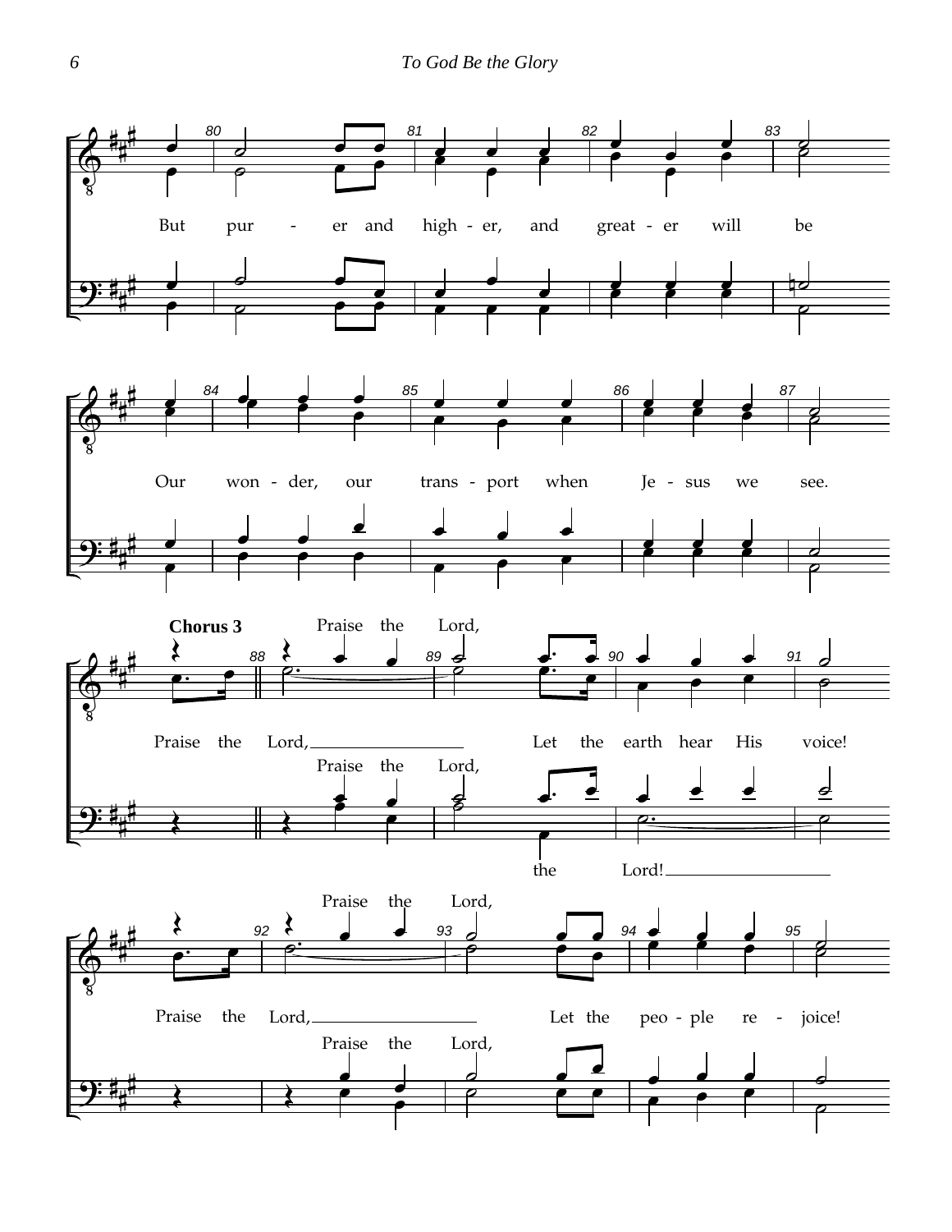But pur - er and high - er, and great - er will be

Our won - der, our trans - port when Je - sus we see.

**Chorus 3**

Praise the Lord,

Praise the Lord, Let the earth hear His voice!

Praise the Lord,

the Lord!

Praise the Lord,

Praise the Lord, Let the peo - ple re - joice!

Praise the Lord,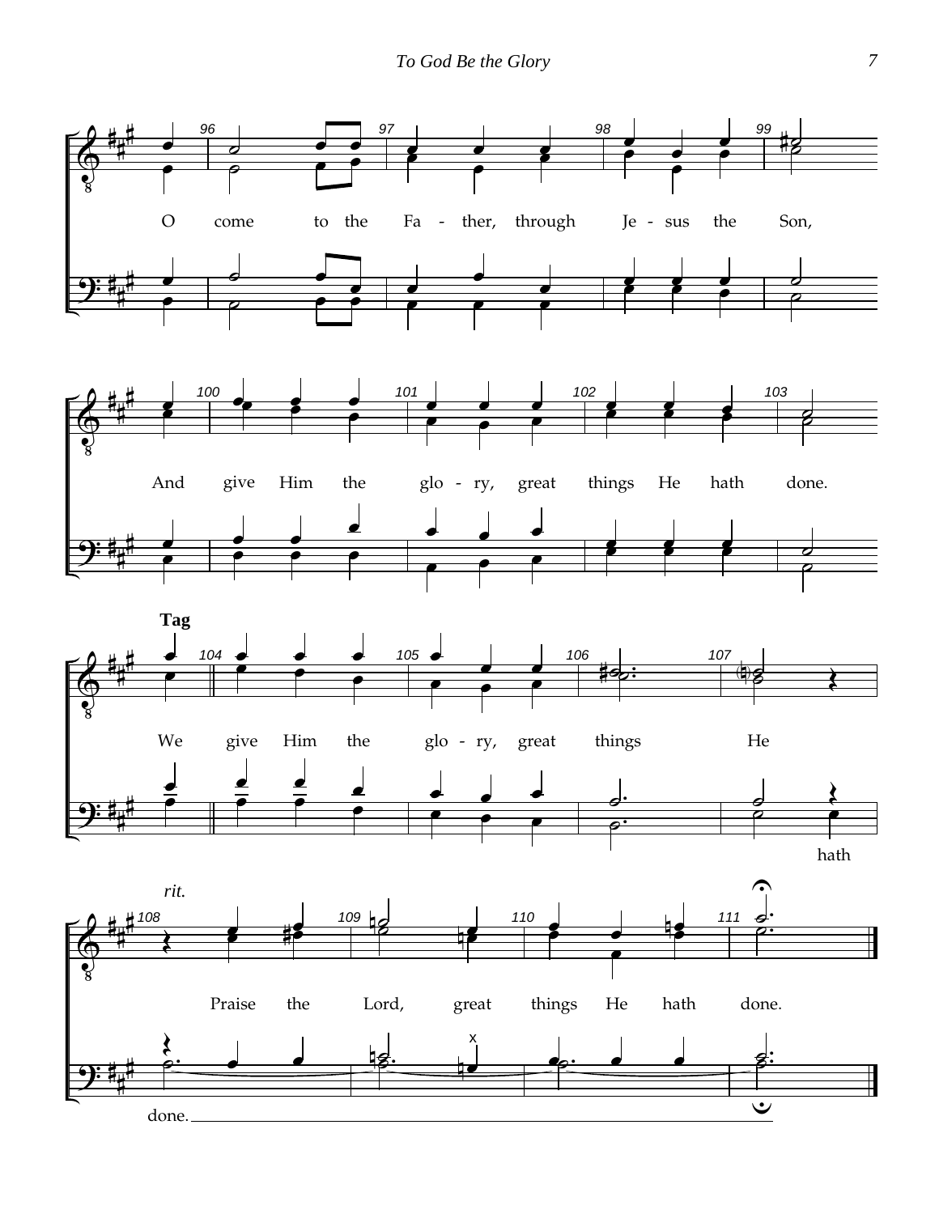O come to the Fa - ther, through Je - sus the Son,

And give Him the glo - ry, great things He hath done.

**Tag**

We give Him the glo - ry, great things He hath

done.

*rit.*

Praise the Lord, great things He hath done.